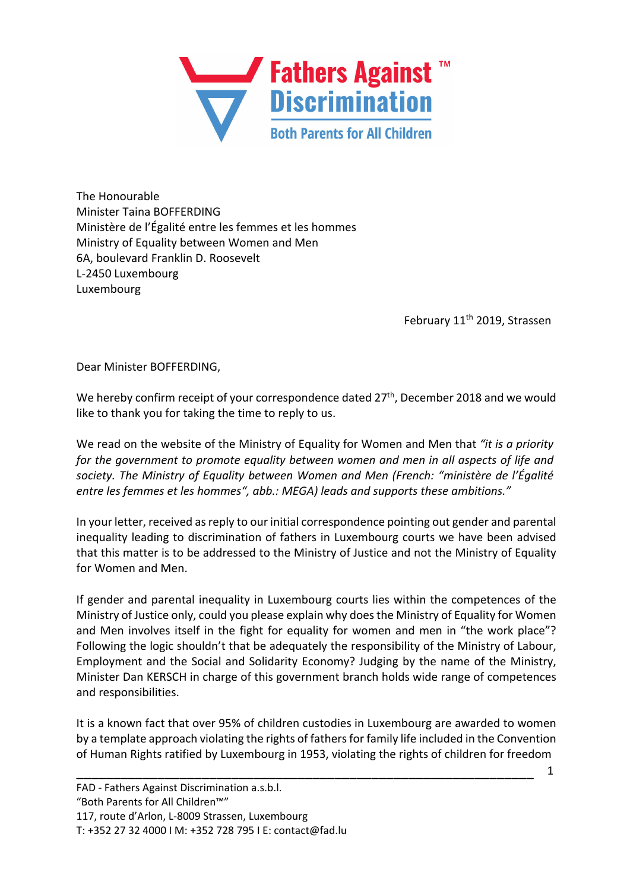**Fathers Against Discrimination™**
**Both Parents for All Children**

The Honourable
Minister Taina BOFFERDING
Ministère de l'Égalité entre les femmes et les hommes
Ministry of Equality between Women and Men
6A, boulevard Franklin D. Roosevelt
L-2450 Luxembourg
Luxembourg

February 11th 2019, Strassen

Dear Minister BOFFERDING,

We hereby confirm receipt of your correspondence dated 27th, December 2018 and we would like to thank you for taking the time to reply to us.

We read on the website of the Ministry of Equality for Women and Men that *"it is a priority for the government to promote equality between women and men in all aspects of life and society. The Ministry of Equality between Women and Men (French: "ministère de l'Égalité entre les femmes et les hommes", abb.: MEGA) leads and supports these ambitions."*

In your letter, received as reply to our initial correspondence pointing out gender and parental inequality leading to discrimination of fathers in Luxembourg courts we have been advised that this matter is to be addressed to the Ministry of Justice and not the Ministry of Equality for Women and Men.

If gender and parental inequality in Luxembourg courts lies within the competences of the Ministry of Justice only, could you please explain why does the Ministry of Equality for Women and Men involves itself in the fight for equality for women and men in "the work place"? Following the logic shouldn't that be adequately the responsibility of the Ministry of Labour, Employment and the Social and Solidarity Economy? Judging by the name of the Ministry, Minister Dan KERSCH in charge of this government branch holds wide range of competences and responsibilities.

It is a known fact that over 95% of children custodies in Luxembourg are awarded to women by a template approach violating the rights of fathers for family life included in the Convention of Human Rights ratified by Luxembourg in 1953, violating the rights of children for freedom

FAD - Fathers Against Discrimination a.s.b.l.
"Both Parents for All Children™"
117, route d'Arlon, L-8009 Strassen, Luxembourg
T: +352 27 32 4000 I M: +352 728 795 I E: contact@fad.lu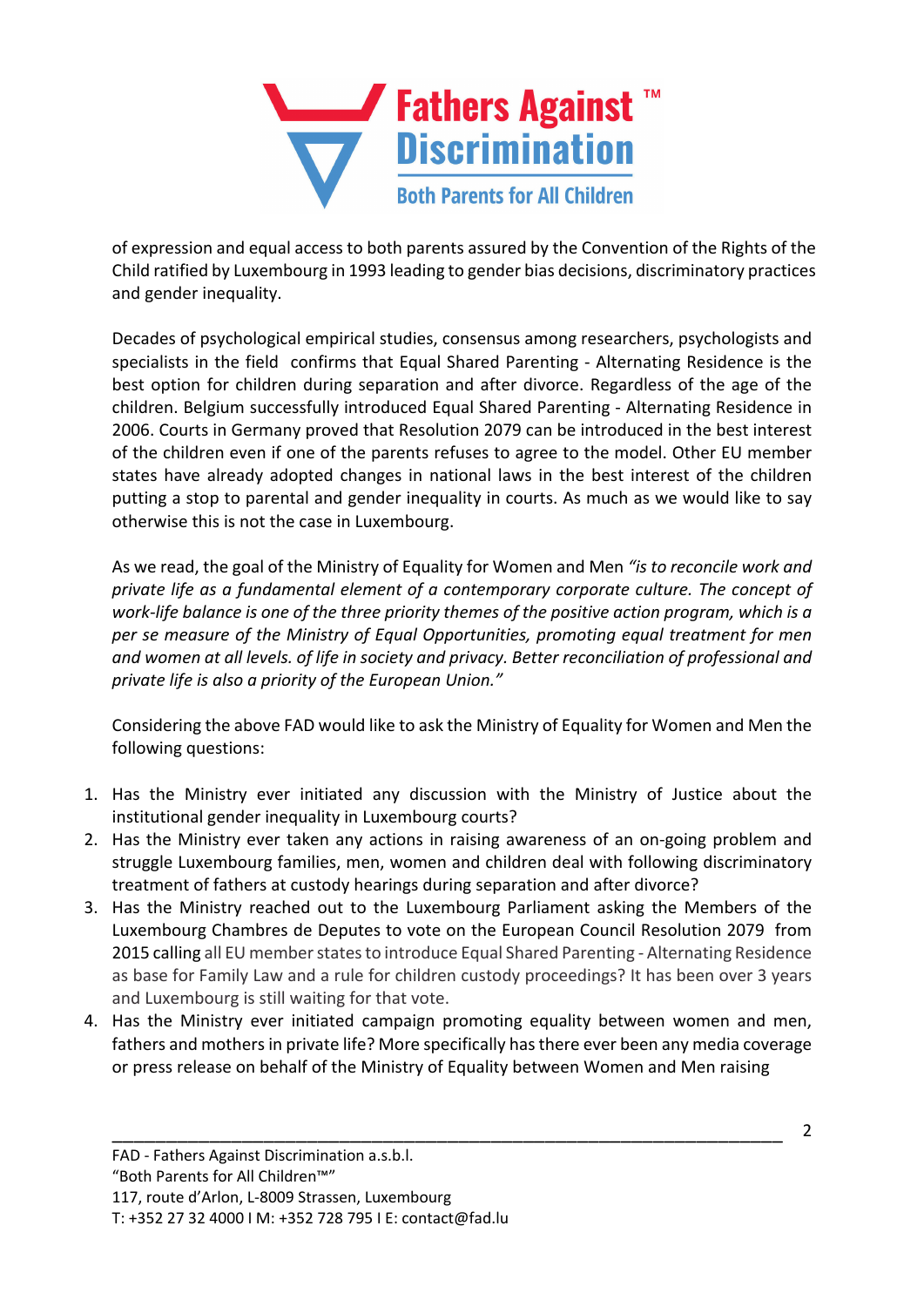of expression and equal access to both parents assured by the Convention of the Rights of the Child ratified by Luxembourg in 1993 leading to gender bias decisions, discriminatory practices and gender inequality.

Decades of psychological empirical studies, consensus among researchers, psychologists and specialists in the field confirms that Equal Shared Parenting - Alternating Residence is the best option for children during separation and after divorce. Regardless of the age of the children. Belgium successfully introduced Equal Shared Parenting - Alternating Residence in 2006. Courts in Germany proved that Resolution 2079 can be introduced in the best interest of the children even if one of the parents refuses to agree to the model. Other EU member states have already adopted changes in national laws in the best interest of the children putting a stop to parental and gender inequality in courts. As much as we would like to say otherwise this is not the case in Luxembourg.

As we read, the goal of the Ministry of Equality for Women and Men *"is to reconcile work and private life as a fundamental element of a contemporary corporate culture. The concept of work-life balance is one of the three priority themes of the positive action program, which is a per se measure of the Ministry of Equal Opportunities, promoting equal treatment for men and women at all levels. of life in society and privacy. Better reconciliation of professional and private life is also a priority of the European Union."*

Considering the above FAD would like to ask the Ministry of Equality for Women and Men the following questions:

1. Has the Ministry ever initiated any discussion with the Ministry of Justice about the institutional gender inequality in Luxembourg courts?
2. Has the Ministry ever taken any actions in raising awareness of an on-going problem and struggle Luxembourg families, men, women and children deal with following discriminatory treatment of fathers at custody hearings during separation and after divorce?
3. Has the Ministry reached out to the Luxembourg Parliament asking the Members of the Luxembourg Chambres de Deputes to vote on the European Council Resolution 2079 from 2015 calling all EU member states to introduce Equal Shared Parenting - Alternating Residence as base for Family Law and a rule for children custody proceedings? It has been over 3 years and Luxembourg is still waiting for that vote.
4. Has the Ministry ever initiated campaign promoting equality between women and men, fathers and mothers in private life? More specifically has there ever been any media coverage or press release on behalf of the Ministry of Equality between Women and Men raising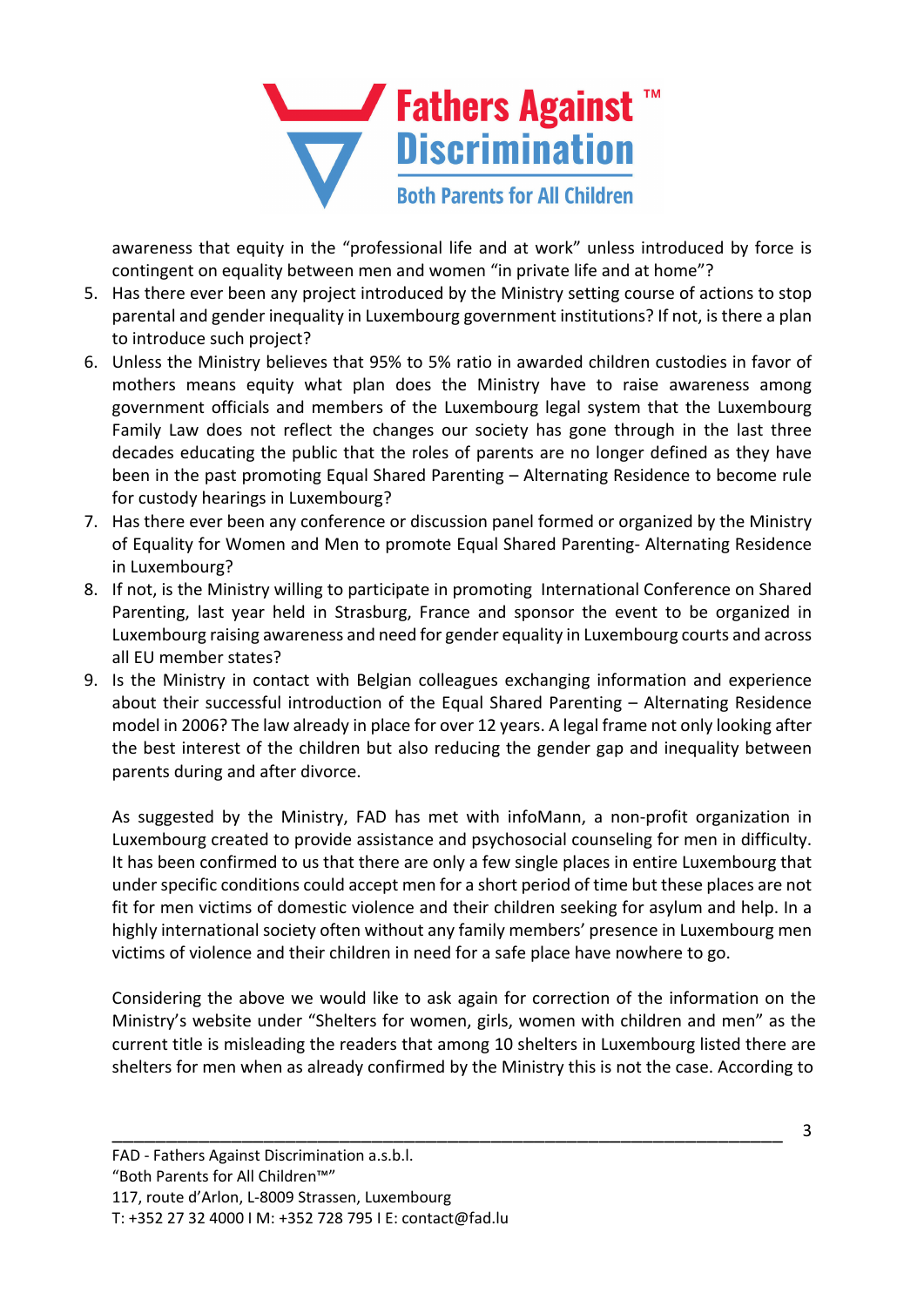awareness that equity in the "professional life and at work" unless introduced by force is contingent on equality between men and women "in private life and at home"?

5. Has there ever been any project introduced by the Ministry setting course of actions to stop parental and gender inequality in Luxembourg government institutions? If not, is there a plan to introduce such project?
6. Unless the Ministry believes that 95% to 5% ratio in awarded children custodies in favor of mothers means equity what plan does the Ministry have to raise awareness among government officials and members of the Luxembourg legal system that the Luxembourg Family Law does not reflect the changes our society has gone through in the last three decades educating the public that the roles of parents are no longer defined as they have been in the past promoting Equal Shared Parenting – Alternating Residence to become rule for custody hearings in Luxembourg?
7. Has there ever been any conference or discussion panel formed or organized by the Ministry of Equality for Women and Men to promote Equal Shared Parenting- Alternating Residence in Luxembourg?
8. If not, is the Ministry willing to participate in promoting International Conference on Shared Parenting, last year held in Strasburg, France and sponsor the event to be organized in Luxembourg raising awareness and need for gender equality in Luxembourg courts and across all EU member states?
9. Is the Ministry in contact with Belgian colleagues exchanging information and experience about their successful introduction of the Equal Shared Parenting – Alternating Residence model in 2006? The law already in place for over 12 years. A legal frame not only looking after the best interest of the children but also reducing the gender gap and inequality between parents during and after divorce.

As suggested by the Ministry, FAD has met with infoMann, a non-profit organization in Luxembourg created to provide assistance and psychosocial counseling for men in difficulty. It has been confirmed to us that there are only a few single places in entire Luxembourg that under specific conditions could accept men for a short period of time but these places are not fit for men victims of domestic violence and their children seeking for asylum and help. In a highly international society often without any family members' presence in Luxembourg men victims of violence and their children in need for a safe place have nowhere to go.

Considering the above we would like to ask again for correction of the information on the Ministry's website under "Shelters for women, girls, women with children and men" as the current title is misleading the readers that among 10 shelters in Luxembourg listed there are shelters for men when as already confirmed by the Ministry this is not the case. According to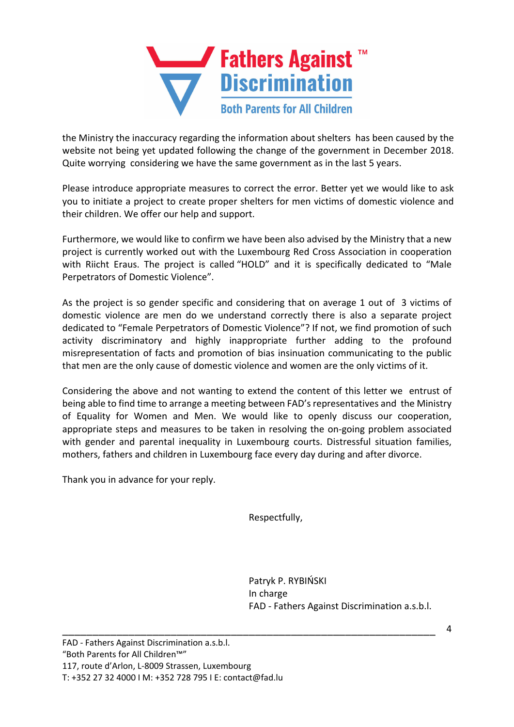the Ministry the inaccuracy regarding the information about shelters has been caused by the website not being yet updated following the change of the government in December 2018. Quite worrying considering we have the same government as in the last 5 years.

Please introduce appropriate measures to correct the error. Better yet we would like to ask you to initiate a project to create proper shelters for men victims of domestic violence and their children. We offer our help and support.

Furthermore, we would like to confirm we have been also advised by the Ministry that a new project is currently worked out with the Luxembourg Red Cross Association in cooperation with Riicht Eraus. The project is called "HOLD" and it is specifically dedicated to "Male Perpetrators of Domestic Violence".

As the project is so gender specific and considering that on average 1 out of 3 victims of domestic violence are men do we understand correctly there is also a separate project dedicated to "Female Perpetrators of Domestic Violence"? If not, we find promotion of such activity discriminatory and highly inappropriate further adding to the profound misrepresentation of facts and promotion of bias insinuation communicating to the public that men are the only cause of domestic violence and women are the only victims of it.

Considering the above and not wanting to extend the content of this letter we entrust of being able to find time to arrange a meeting between FAD's representatives and the Ministry of Equality for Women and Men. We would like to openly discuss our cooperation, appropriate steps and measures to be taken in resolving the on-going problem associated with gender and parental inequality in Luxembourg courts. Distressful situation families, mothers, fathers and children in Luxembourg face every day during and after divorce.

Thank you in advance for your reply.

Respectfully,

Patryk P. RYBIŃSKI
In charge
FAD - Fathers Against Discrimination a.s.b.l.

FAD - Fathers Against Discrimination a.s.b.l.
"Both Parents for All Children™"
117, route d'Arlon, L-8009 Strassen, Luxembourg
T: +352 27 32 4000 I M: +352 728 795 I E: contact@fad.lu